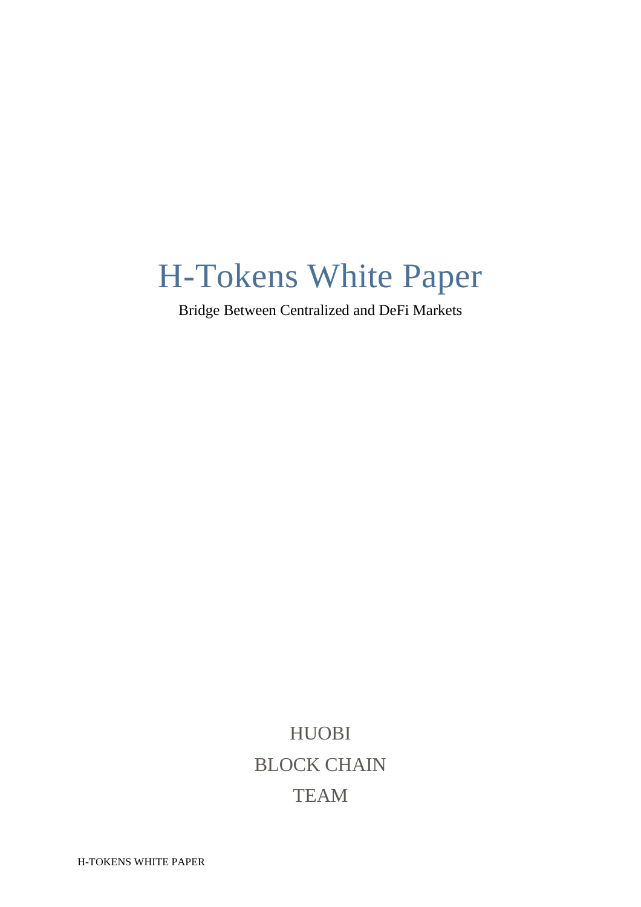# H-Tokens White Paper

Bridge Between Centralized and DeFi Markets

HUOBI

BLOCK CHAIN

TEAM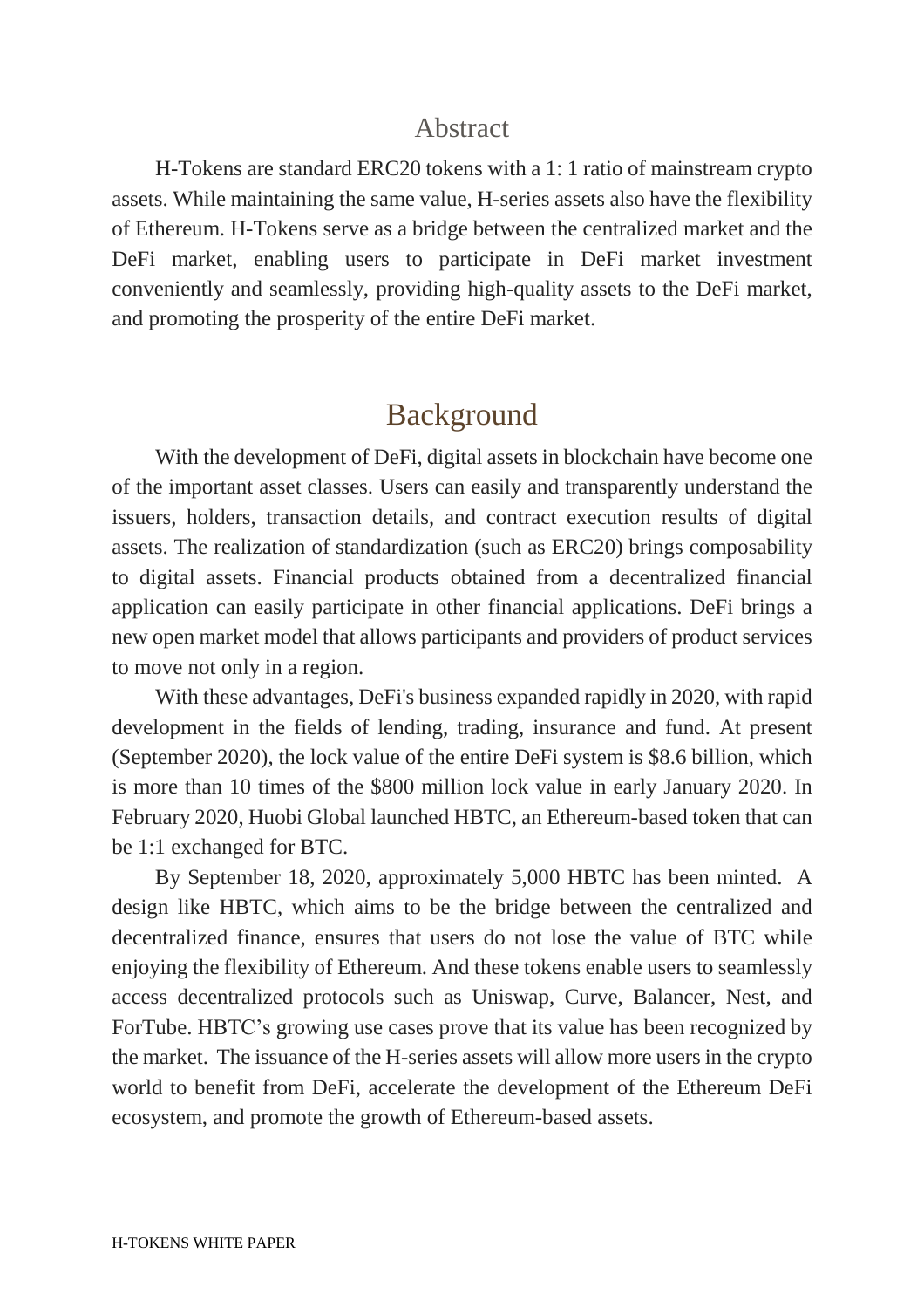## Abstract

H-Tokens are standard ERC20 tokens with a 1: 1 ratio of mainstream crypto assets. While maintaining the same value, H-series assets also have the flexibility of Ethereum. H-Tokens serve as a bridge between the centralized market and the DeFi market, enabling users to participate in DeFi market investment conveniently and seamlessly, providing high-quality assets to the DeFi market, and promoting the prosperity of the entire DeFi market.

## Background

With the development of DeFi, digital assets in blockchain have become one of the important asset classes. Users can easily and transparently understand the issuers, holders, transaction details, and contract execution results of digital assets. The realization of standardization (such as ERC20) brings composability to digital assets. Financial products obtained from a decentralized financial application can easily participate in other financial applications. DeFi brings a new open market model that allows participants and providers of product services to move not only in a region.

With these advantages, DeFi's business expanded rapidly in 2020, with rapid development in the fields of lending, trading, insurance and fund. At present (September 2020), the lock value of the entire DeFi system is $8.6 billion, which is more than 10 times of the $800 million lock value in early January 2020. In February 2020, Huobi Global launched HBTC, an Ethereum-based token that can be 1:1 exchanged for BTC.

By September 18, 2020, approximately 5,000 HBTC has been minted. A design like HBTC, which aims to be the bridge between the centralized and decentralized finance, ensures that users do not lose the value of BTC while enjoying the flexibility of Ethereum. And these tokens enable users to seamlessly access decentralized protocols such as Uniswap, Curve, Balancer, Nest, and ForTube. HBTC's growing use cases prove that its value has been recognized by the market. The issuance of the H-series assets will allow more users in the crypto world to benefit from DeFi, accelerate the development of the Ethereum DeFi ecosystem, and promote the growth of Ethereum-based assets.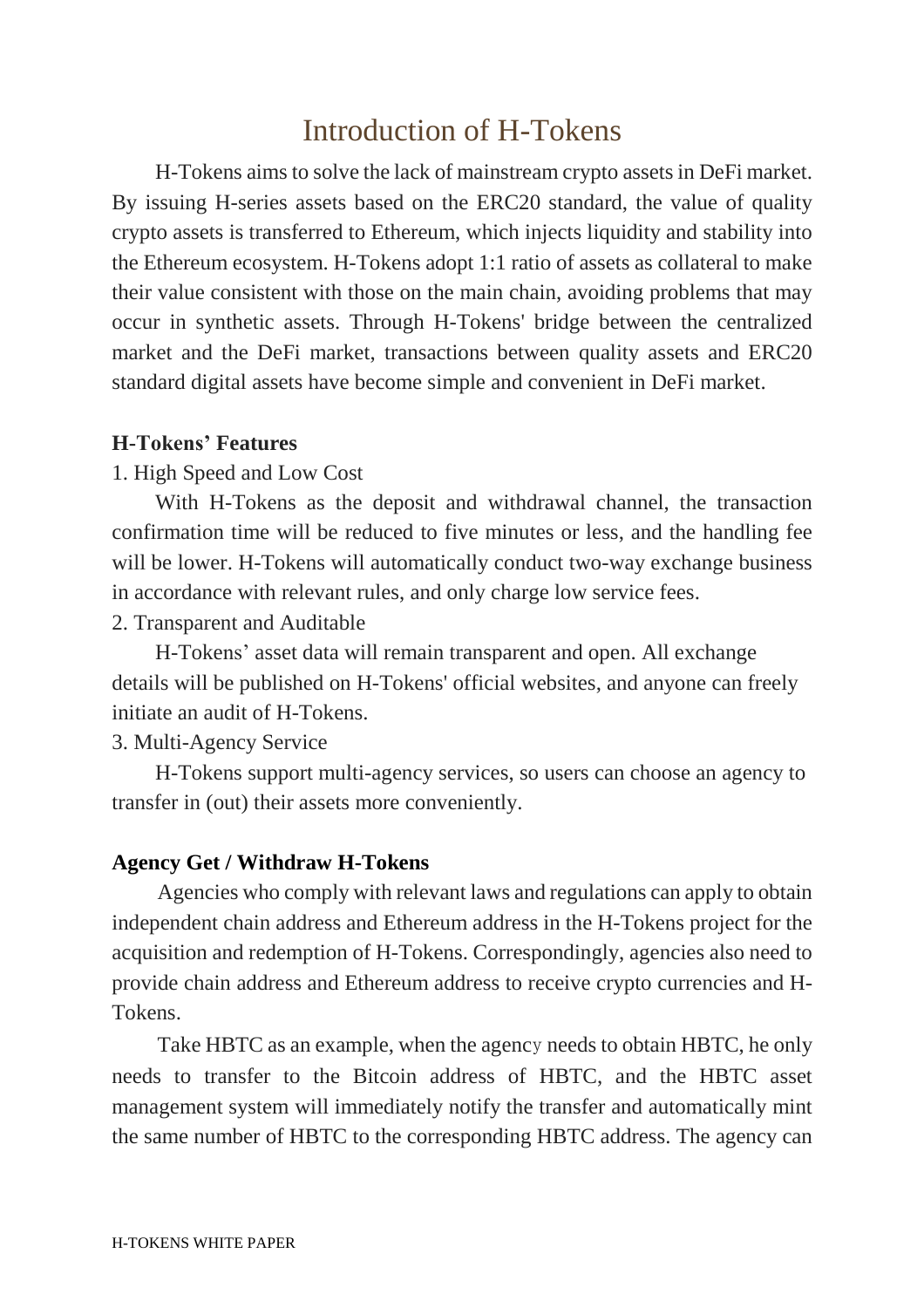# Introduction of H-Tokens

H-Tokens aims to solve the lack of mainstream crypto assets in DeFi market. By issuing H-series assets based on the ERC20 standard, the value of quality crypto assets is transferred to Ethereum, which injects liquidity and stability into the Ethereum ecosystem. H-Tokens adopt 1:1 ratio of assets as collateral to make their value consistent with those on the main chain, avoiding problems that may occur in synthetic assets. Through H-Tokens' bridge between the centralized market and the DeFi market, transactions between quality assets and ERC20 standard digital assets have become simple and convenient in DeFi market.

**H-Tokens' Features**

1. High Speed and Low Cost

With H-Tokens as the deposit and withdrawal channel, the transaction confirmation time will be reduced to five minutes or less, and the handling fee will be lower. H-Tokens will automatically conduct two-way exchange business in accordance with relevant rules, and only charge low service fees.

2. Transparent and Auditable

H-Tokens' asset data will remain transparent and open. All exchange details will be published on H-Tokens' official websites, and anyone can freely initiate an audit of H-Tokens.

3. Multi-Agency Service

H-Tokens support multi-agency services, so users can choose an agency to transfer in (out) their assets more conveniently.

**Agency Get / Withdraw H-Tokens**

Agencies who comply with relevant laws and regulations can apply to obtain independent chain address and Ethereum address in the H-Tokens project for the acquisition and redemption of H-Tokens. Correspondingly, agencies also need to provide chain address and Ethereum address to receive crypto currencies and H-Tokens.

Take HBTC as an example, when the agency needs to obtain HBTC, he only needs to transfer to the Bitcoin address of HBTC, and the HBTC asset management system will immediately notify the transfer and automatically mint the same number of HBTC to the corresponding HBTC address. The agency can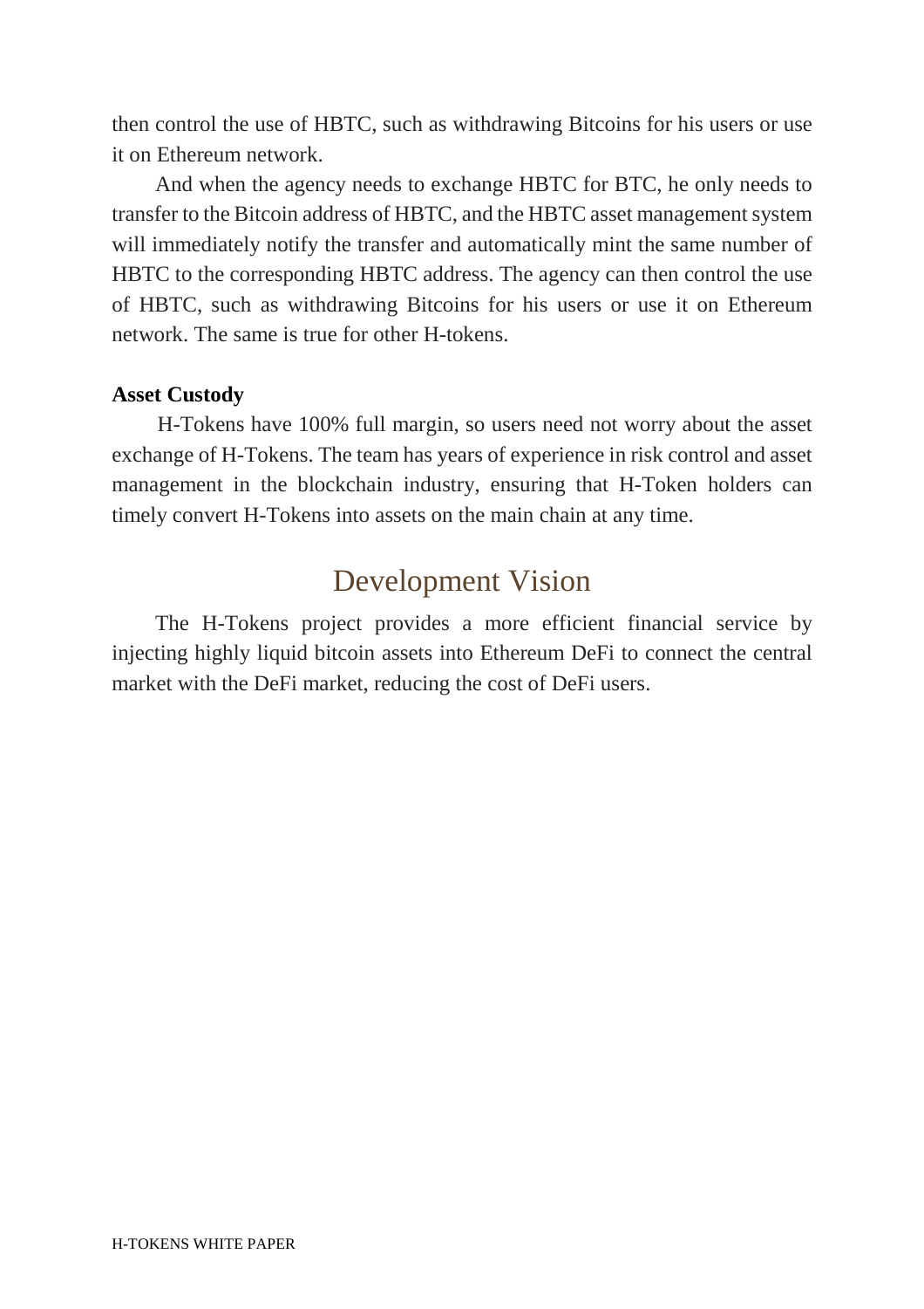then control the use of HBTC, such as withdrawing Bitcoins for his users or use it on Ethereum network.

And when the agency needs to exchange HBTC for BTC, he only needs to transfer to the Bitcoin address of HBTC, and the HBTC asset management system will immediately notify the transfer and automatically mint the same number of HBTC to the corresponding HBTC address. The agency can then control the use of HBTC, such as withdrawing Bitcoins for his users or use it on Ethereum network. The same is true for other H-tokens.

**Asset Custody**

H-Tokens have 100% full margin, so users need not worry about the asset exchange of H-Tokens. The team has years of experience in risk control and asset management in the blockchain industry, ensuring that H-Token holders can timely convert H-Tokens into assets on the main chain at any time.

# Development Vision

The H-Tokens project provides a more efficient financial service by injecting highly liquid bitcoin assets into Ethereum DeFi to connect the central market with the DeFi market, reducing the cost of DeFi users.